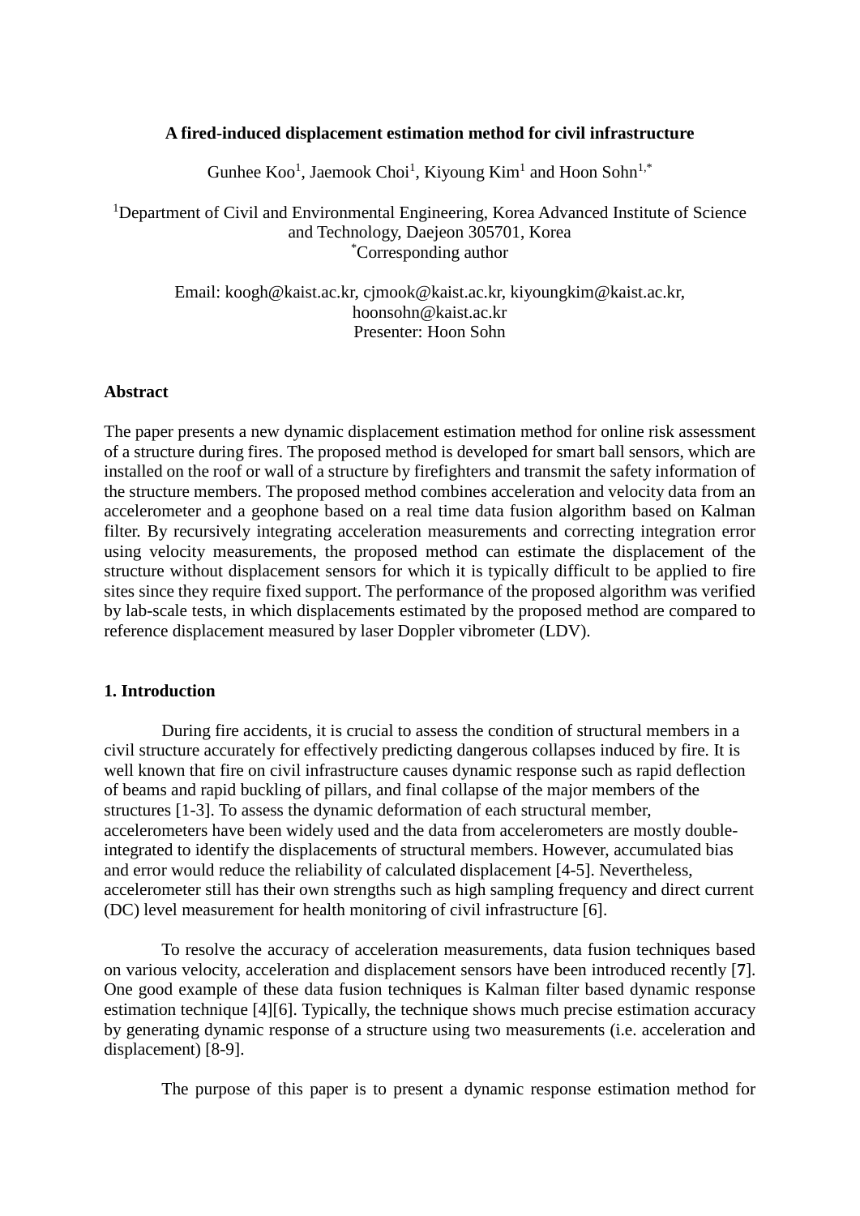# A fired-induced displacement estimation method for civil infrastructure

Gunhee Koo[1], Jaemook Choi[1], Kiyoung Kim[1] and Hoon Sohn[1,*]

[1]Department of Civil and Environmental Engineering, Korea Advanced Institute of Science and Technology, Daejeon 305701, Korea
[*]Corresponding author

Email: koogh@kaist.ac.kr, cjmook@kaist.ac.kr, kiyoungkim@kaist.ac.kr, hoonsohn@kaist.ac.kr
Presenter: Hoon Sohn

## Abstract

The paper presents a new dynamic displacement estimation method for online risk assessment of a structure during fires. The proposed method is developed for smart ball sensors, which are installed on the roof or wall of a structure by firefighters and transmit the safety information of the structure members. The proposed method combines acceleration and velocity data from an accelerometer and a geophone based on a real time data fusion algorithm based on Kalman filter. By recursively integrating acceleration measurements and correcting integration error using velocity measurements, the proposed method can estimate the displacement of the structure without displacement sensors for which it is typically difficult to be applied to fire sites since they require fixed support. The performance of the proposed algorithm was verified by lab-scale tests, in which displacements estimated by the proposed method are compared to reference displacement measured by laser Doppler vibrometer (LDV).

## 1. Introduction

During fire accidents, it is crucial to assess the condition of structural members in a civil structure accurately for effectively predicting dangerous collapses induced by fire. It is well known that fire on civil infrastructure causes dynamic response such as rapid deflection of beams and rapid buckling of pillars, and final collapse of the major members of the structures [1-3]. To assess the dynamic deformation of each structural member, accelerometers have been widely used and the data from accelerometers are mostly double-integrated to identify the displacements of structural members. However, accumulated bias and error would reduce the reliability of calculated displacement [4-5]. Nevertheless, accelerometer still has their own strengths such as high sampling frequency and direct current (DC) level measurement for health monitoring of civil infrastructure [6].

To resolve the accuracy of acceleration measurements, data fusion techniques based on various velocity, acceleration and displacement sensors have been introduced recently [**7**]. One good example of these data fusion techniques is Kalman filter based dynamic response estimation technique [4][6]. Typically, the technique shows much precise estimation accuracy by generating dynamic response of a structure using two measurements (i.e. acceleration and displacement) [8-9].

The purpose of this paper is to present a dynamic response estimation method for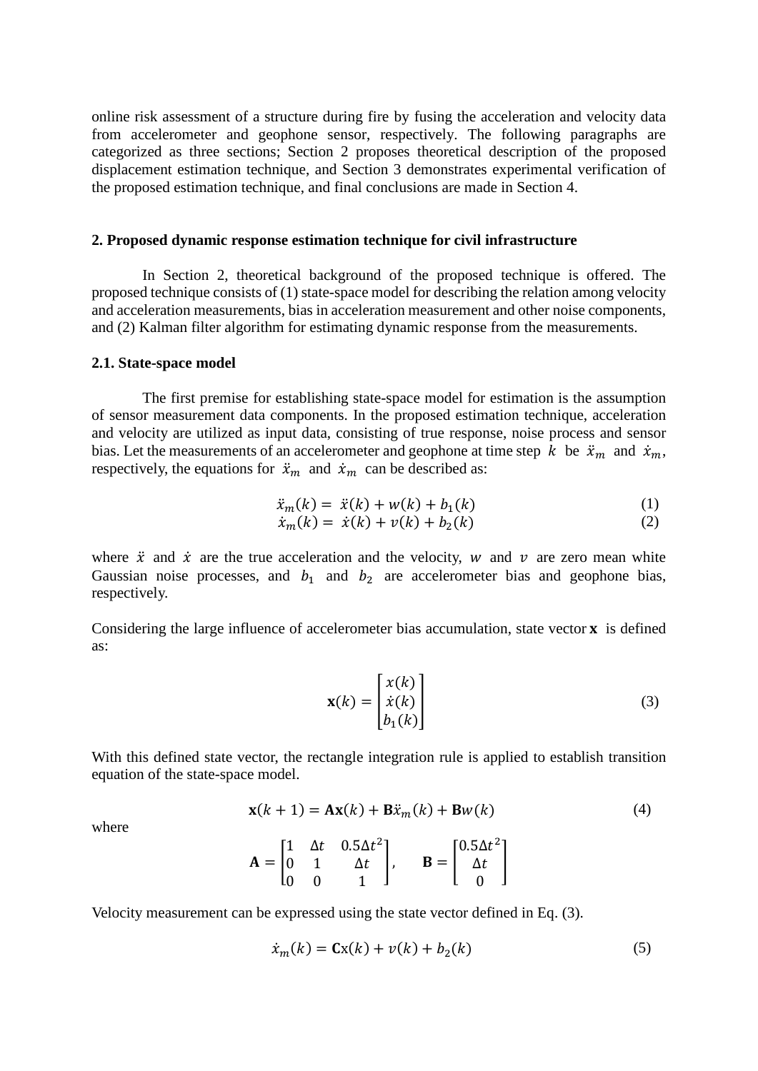online risk assessment of a structure during fire by fusing the acceleration and velocity data from accelerometer and geophone sensor, respectively. The following paragraphs are categorized as three sections; Section 2 proposes theoretical description of the proposed displacement estimation technique, and Section 3 demonstrates experimental verification of the proposed estimation technique, and final conclusions are made in Section 4.

## 2. Proposed dynamic response estimation technique for civil infrastructure

In Section 2, theoretical background of the proposed technique is offered. The proposed technique consists of (1) state-space model for describing the relation among velocity and acceleration measurements, bias in acceleration measurement and other noise components, and (2) Kalman filter algorithm for estimating dynamic response from the measurements.

### 2.1. State-space model

The first premise for establishing state-space model for estimation is the assumption of sensor measurement data components. In the proposed estimation technique, acceleration and velocity are utilized as input data, consisting of true response, noise process and sensor bias. Let the measurements of an accelerometer and geophone at time step $k$ be $\ddot{x}_m$ and $\dot{x}_m$, respectively, the equations for $\ddot{x}_m$ and $\dot{x}_m$ can be described as:

$$\ddot{x}_m(k) = \ddot{x}(k) + w(k) + b_1(k) \tag{1}$$

$$\dot{x}_m(k) = \dot{x}(k) + v(k) + b_2(k) \tag{2}$$

where $\ddot{x}$ and $\dot{x}$ are the true acceleration and the velocity, $w$ and $v$ are zero mean white Gaussian noise processes, and $b_1$ and $b_2$ are accelerometer bias and geophone bias, respectively.

Considering the large influence of accelerometer bias accumulation, state vector $\mathbf{x}$ is defined as:

$$\mathbf{x}(k) = \begin{bmatrix} x(k) \\ \dot{x}(k) \\ b_1(k) \end{bmatrix} \tag{3}$$

With this defined state vector, the rectangle integration rule is applied to establish transition equation of the state-space model.

$$\mathbf{x}(k+1) = \mathbf{A}\mathbf{x}(k) + \mathbf{B}\ddot{x}_m(k) + \mathbf{B}w(k) \tag{4}$$

where

$$\mathbf{A} = \begin{bmatrix} 1 & \Delta t & 0.5\Delta t^2 \\ 0 & 1 & \Delta t \\ 0 & 0 & 1 \end{bmatrix}, \quad \mathbf{B} = \begin{bmatrix} 0.5\Delta t^2 \\ \Delta t \\ 0 \end{bmatrix}$$

Velocity measurement can be expressed using the state vector defined in Eq. (3).

$$\dot{x}_m(k) = \mathbf{C}\mathrm{x}(k) + v(k) + b_2(k) \tag{5}$$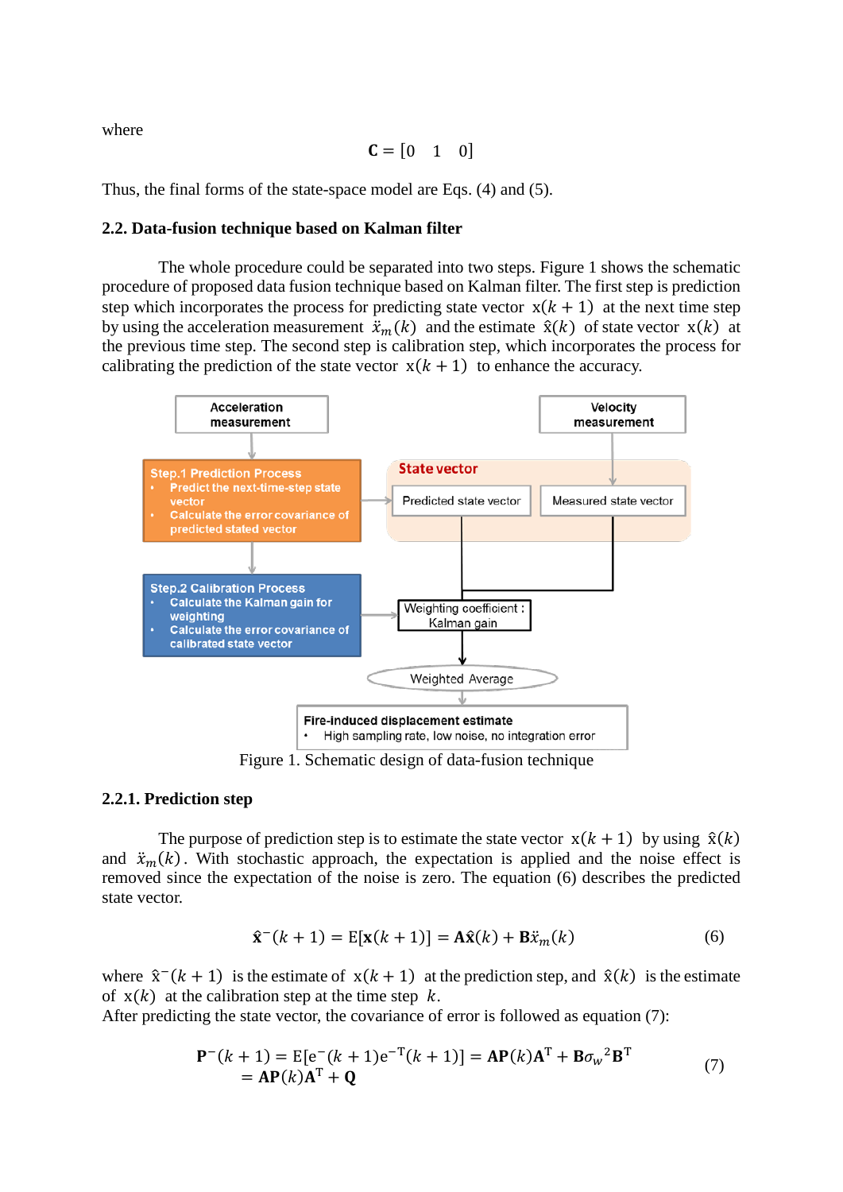where

$$\mathbf{C} = [0 \quad 1 \quad 0]$$

Thus, the final forms of the state-space model are Eqs. (4) and (5).

### 2.2. Data-fusion technique based on Kalman filter

The whole procedure could be separated into two steps. Figure 1 shows the schematic procedure of proposed data fusion technique based on Kalman filter. The first step is prediction step which incorporates the process for predicting state vector $\mathrm{x}(k+1)$ at the next time step by using the acceleration measurement $\ddot{x}_m(k)$ and the estimate $\hat{\mathrm{x}}(k)$ of state vector $\mathrm{x}(k)$ at the previous time step. The second step is calibration step, which incorporates the process for calibrating the prediction of the state vector $\mathrm{x}(k+1)$ to enhance the accuracy.

Figure 1. Schematic design of data-fusion technique

#### 2.2.1. Prediction step

The purpose of prediction step is to estimate the state vector $\mathrm{x}(k+1)$ by using $\hat{\mathrm{x}}(k)$ and $\ddot{x}_m(k)$. With stochastic approach, the expectation is applied and the noise effect is removed since the expectation of the noise is zero. The equation (6) describes the predicted state vector.

$$\hat{\mathbf{x}}^{-}(k+1) = \mathrm{E}[\mathbf{x}(k+1)] = \mathbf{A}\hat{\mathbf{x}}(k) + \mathbf{B}\ddot{x}_m(k) \tag{6}$$

where $\hat{\mathrm{x}}^{-}(k+1)$ is the estimate of $\mathrm{x}(k+1)$ at the prediction step, and $\hat{\mathrm{x}}(k)$ is the estimate of $\mathrm{x}(k)$ at the calibration step at the time step $k$.
After predicting the state vector, the covariance of error is followed as equation (7):

$$\begin{aligned}\mathbf{P}^{-}(k+1) &= \mathrm{E}[\mathrm{e}^{-}(k+1)\mathrm{e}^{-\mathrm{T}}(k+1)] = \mathbf{A}\mathbf{P}(k)\mathbf{A}^{\mathrm{T}} + \mathbf{B}{\sigma_w}^2\mathbf{B}^{\mathrm{T}} \\ &= \mathbf{A}\mathbf{P}(k)\mathbf{A}^{\mathrm{T}} + \mathbf{Q}\end{aligned} \tag{7}$$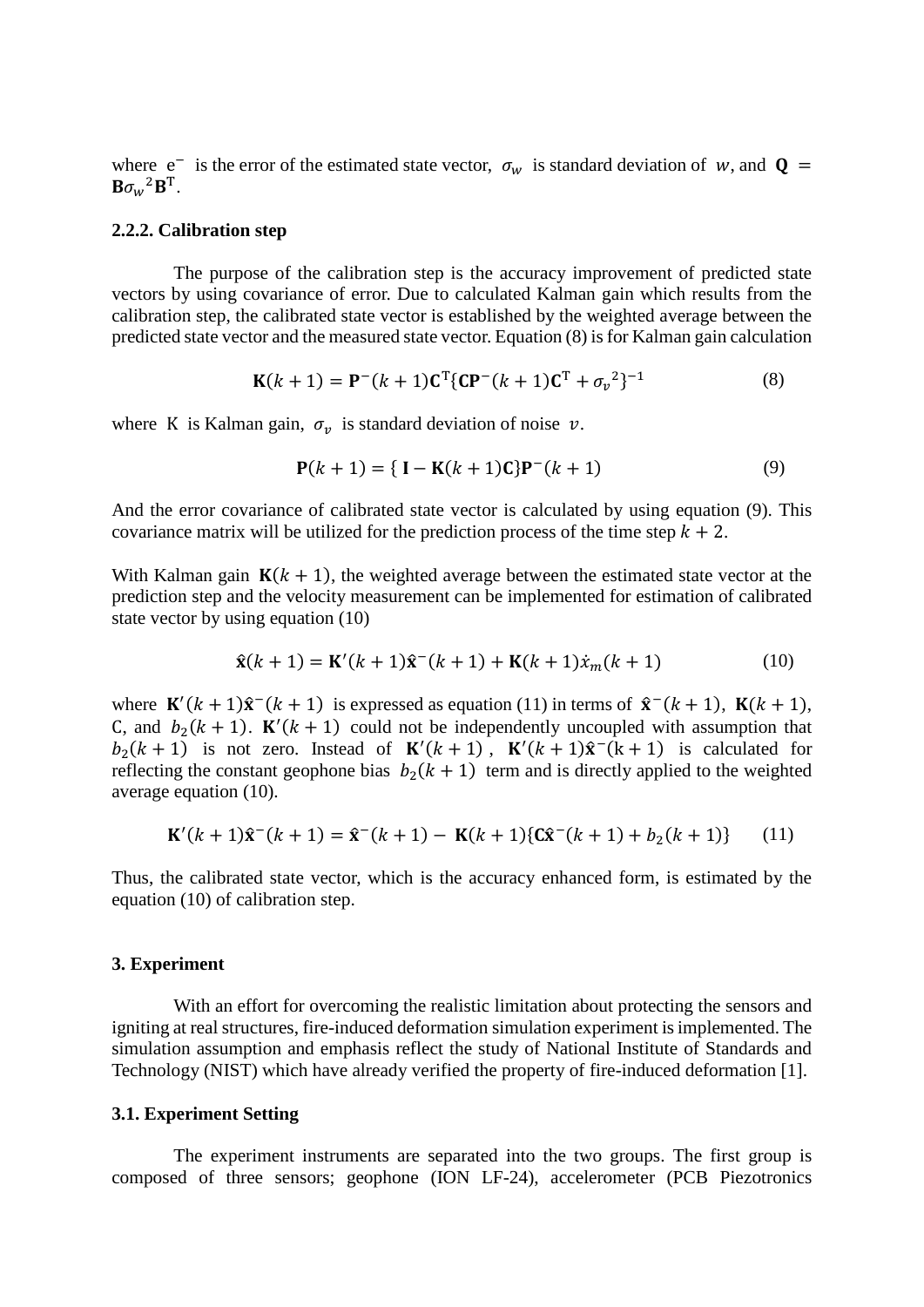where $\mathrm{e}^{-}$ is the error of the estimated state vector, $\sigma_w$ is standard deviation of $w$, and $\mathbf{Q} = \mathbf{B}{\sigma_w}^2\mathbf{B}^{\mathrm{T}}$.

#### 2.2.2. Calibration step

The purpose of the calibration step is the accuracy improvement of predicted state vectors by using covariance of error. Due to calculated Kalman gain which results from the calibration step, the calibrated state vector is established by the weighted average between the predicted state vector and the measured state vector. Equation (8) is for Kalman gain calculation

$$\mathbf{K}(k+1) = \mathbf{P}^{-}(k+1)\mathbf{C}^{\mathrm{T}}\{\mathbf{C}\mathbf{P}^{-}(k+1)\mathbf{C}^{\mathrm{T}} + {\sigma_v}^2\}^{-1} \tag{8}$$

where $\mathrm{K}$ is Kalman gain, $\sigma_v$ is standard deviation of noise $v$.

$$\mathbf{P}(k+1) = \{\,\mathbf{I} - \mathbf{K}(k+1)\mathbf{C}\}\mathbf{P}^{-}(k+1) \tag{9}$$

And the error covariance of calibrated state vector is calculated by using equation (9). This covariance matrix will be utilized for the prediction process of the time step $k+2$.

With Kalman gain $\mathbf{K}(k+1)$, the weighted average between the estimated state vector at the prediction step and the velocity measurement can be implemented for estimation of calibrated state vector by using equation (10)

$$\hat{\mathbf{x}}(k+1) = \mathbf{K}'(k+1)\hat{\mathbf{x}}^{-}(k+1) + \mathbf{K}(k+1)\dot{x}_m(k+1) \tag{10}$$

where $\mathbf{K}'(k+1)\hat{\mathbf{x}}^{-}(k+1)$ is expressed as equation (11) in terms of $\hat{\mathbf{x}}^{-}(k+1)$, $\mathbf{K}(k+1)$, $\mathrm{C}$, and $b_2(k+1)$. $\mathbf{K}'(k+1)$ could not be independently uncoupled with assumption that $b_2(k+1)$ is not zero. Instead of $\mathbf{K}'(k+1)$, $\mathbf{K}'(k+1)\hat{\mathbf{x}}^{-}(\mathrm{k}+1)$ is calculated for reflecting the constant geophone bias $b_2(k+1)$ term and is directly applied to the weighted average equation (10).

$$\mathbf{K}'(k+1)\hat{\mathbf{x}}^{-}(k+1) = \hat{\mathbf{x}}^{-}(k+1) - \mathbf{K}(k+1)\{\mathbf{C}\hat{\mathbf{x}}^{-}(k+1) + b_2(k+1)\} \tag{11}$$

Thus, the calibrated state vector, which is the accuracy enhanced form, is estimated by the equation (10) of calibration step.

## 3. Experiment

With an effort for overcoming the realistic limitation about protecting the sensors and igniting at real structures, fire-induced deformation simulation experiment is implemented. The simulation assumption and emphasis reflect the study of National Institute of Standards and Technology (NIST) which have already verified the property of fire-induced deformation [1].

### 3.1. Experiment Setting

The experiment instruments are separated into the two groups. The first group is composed of three sensors; geophone (ION LF-24), accelerometer (PCB Piezotronics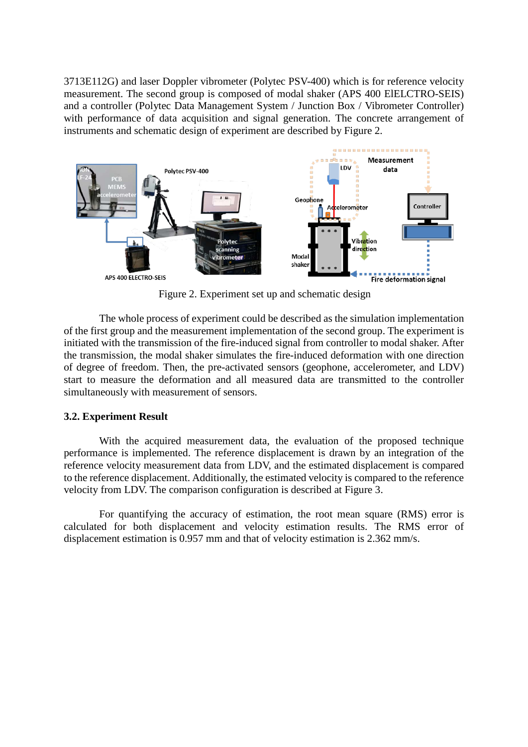3713E112G) and laser Doppler vibrometer (Polytec PSV-400) which is for reference velocity measurement. The second group is composed of modal shaker (APS 400 ElELCTRO-SEIS) and a controller (Polytec Data Management System / Junction Box / Vibrometer Controller) with performance of data acquisition and signal generation. The concrete arrangement of instruments and schematic design of experiment are described by Figure 2.

Figure 2. Experiment set up and schematic design

The whole process of experiment could be described as the simulation implementation of the first group and the measurement implementation of the second group. The experiment is initiated with the transmission of the fire-induced signal from controller to modal shaker. After the transmission, the modal shaker simulates the fire-induced deformation with one direction of degree of freedom. Then, the pre-activated sensors (geophone, accelerometer, and LDV) start to measure the deformation and all measured data are transmitted to the controller simultaneously with measurement of sensors.

### 3.2. Experiment Result

With the acquired measurement data, the evaluation of the proposed technique performance is implemented. The reference displacement is drawn by an integration of the reference velocity measurement data from LDV, and the estimated displacement is compared to the reference displacement. Additionally, the estimated velocity is compared to the reference velocity from LDV. The comparison configuration is described at Figure 3.

For quantifying the accuracy of estimation, the root mean square (RMS) error is calculated for both displacement and velocity estimation results. The RMS error of displacement estimation is 0.957 mm and that of velocity estimation is 2.362 mm/s.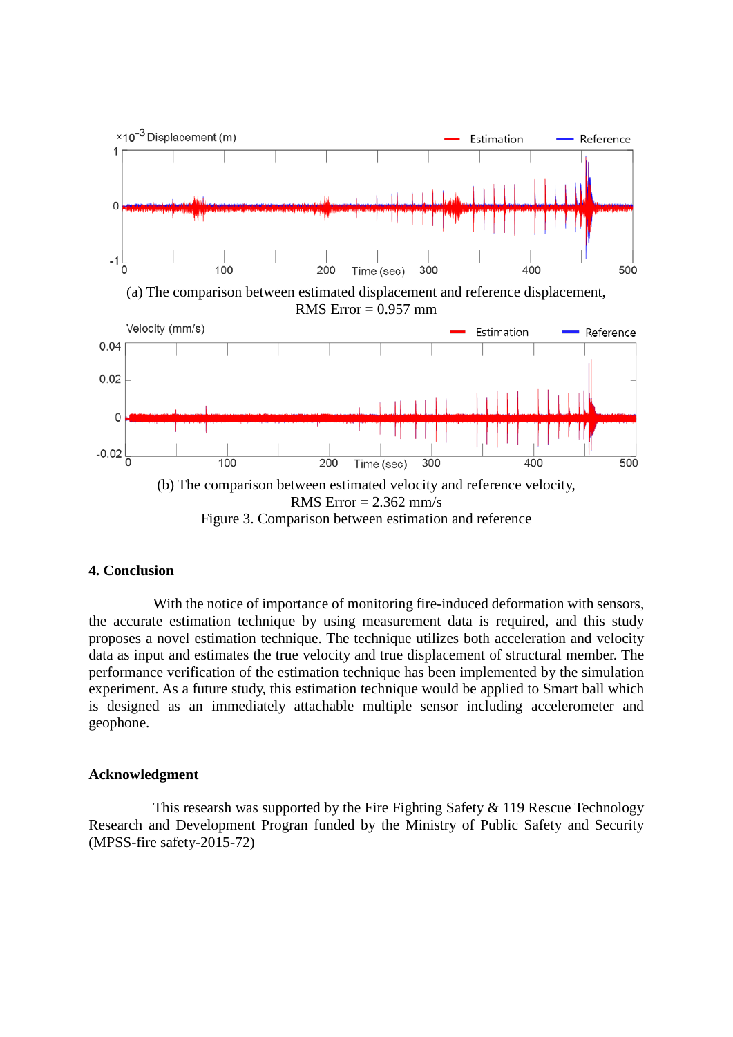(a) The comparison between estimated displacement and reference displacement, RMS Error = 0.957 mm

(b) The comparison between estimated velocity and reference velocity, RMS Error = 2.362 mm/s

Figure 3. Comparison between estimation and reference

## 4. Conclusion

With the notice of importance of monitoring fire-induced deformation with sensors, the accurate estimation technique by using measurement data is required, and this study proposes a novel estimation technique. The technique utilizes both acceleration and velocity data as input and estimates the true velocity and true displacement of structural member. The performance verification of the estimation technique has been implemented by the simulation experiment. As a future study, this estimation technique would be applied to Smart ball which is designed as an immediately attachable multiple sensor including accelerometer and geophone.

## Acknowledgment

This research was supported by the Fire Fighting Safety & 119 Rescue Technology Research and Development Progran funded by the Ministry of Public Safety and Security (MPSS-fire safety-2015-72)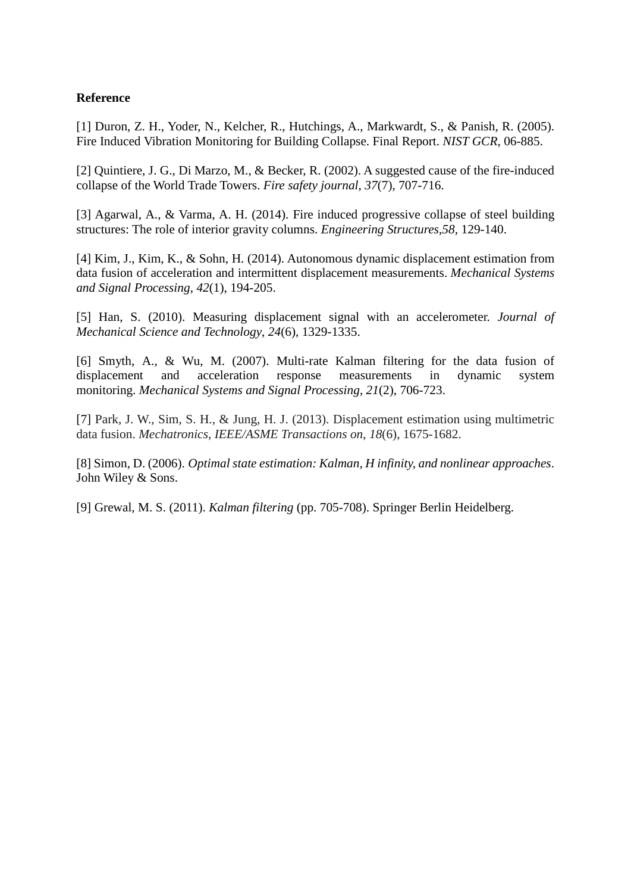**Reference**

[1] Duron, Z. H., Yoder, N., Kelcher, R., Hutchings, A., Markwardt, S., & Panish, R. (2005). Fire Induced Vibration Monitoring for Building Collapse. Final Report. *NIST GCR*, 06-885.

[2] Quintiere, J. G., Di Marzo, M., & Becker, R. (2002). A suggested cause of the fire-induced collapse of the World Trade Towers. *Fire safety journal*, *37*(7), 707-716.

[3] Agarwal, A., & Varma, A. H. (2014). Fire induced progressive collapse of steel building structures: The role of interior gravity columns. *Engineering Structures*,*58*, 129-140.

[4] Kim, J., Kim, K., & Sohn, H. (2014). Autonomous dynamic displacement estimation from data fusion of acceleration and intermittent displacement measurements. *Mechanical Systems and Signal Processing*, *42*(1), 194-205.

[5] Han, S. (2010). Measuring displacement signal with an accelerometer. *Journal of Mechanical Science and Technology*, *24*(6), 1329-1335.

[6] Smyth, A., & Wu, M. (2007). Multi-rate Kalman filtering for the data fusion of displacement and acceleration response measurements in dynamic system monitoring. *Mechanical Systems and Signal Processing*, *21*(2), 706-723.

[7] Park, J. W., Sim, S. H., & Jung, H. J. (2013). Displacement estimation using multimetric data fusion. *Mechatronics, IEEE/ASME Transactions on*, *18*(6), 1675-1682.

[8] Simon, D. (2006). *Optimal state estimation: Kalman, H infinity, and nonlinear approaches*. John Wiley & Sons.

[9] Grewal, M. S. (2011). *Kalman filtering* (pp. 705-708). Springer Berlin Heidelberg.